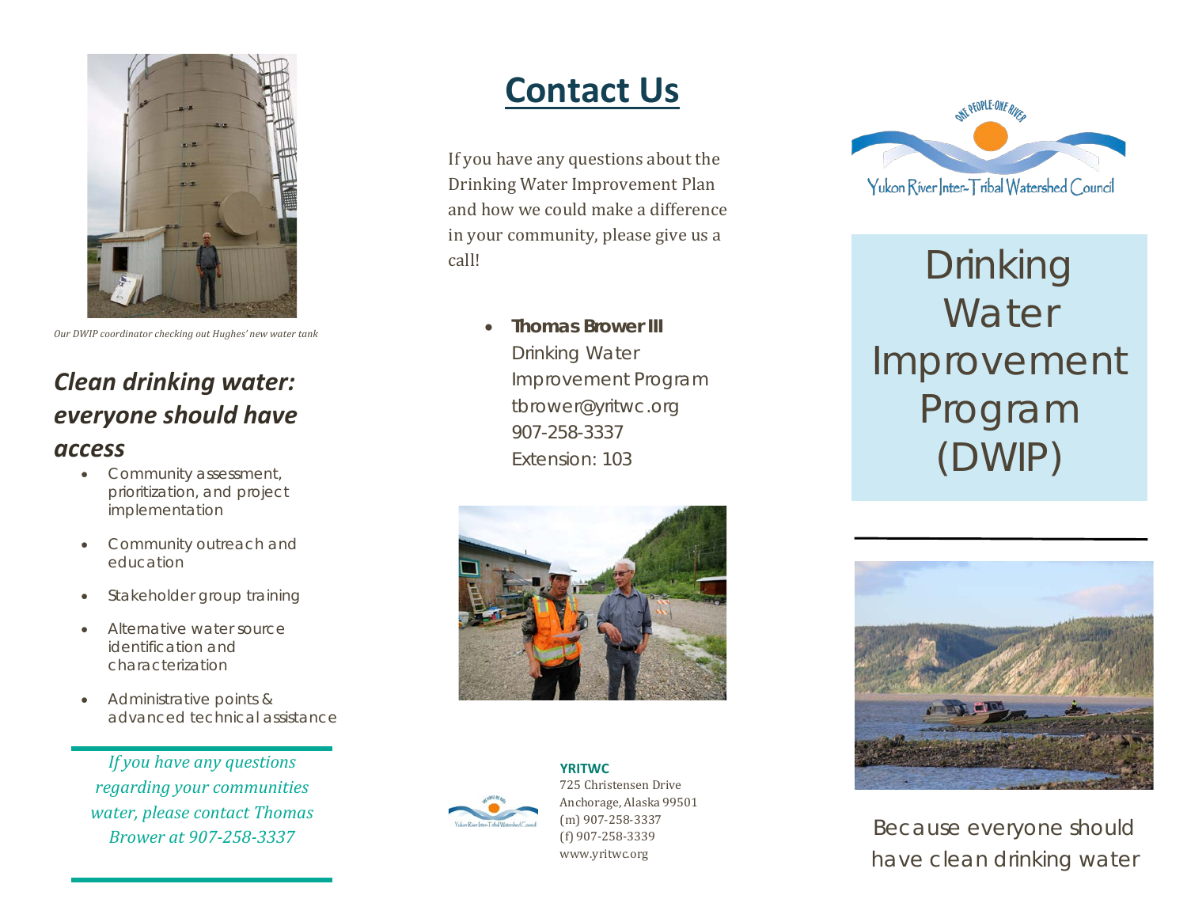*Our DWIP coordinator checking out Hughes' new water tank*

## *Clean drinking water: everyone should have access*

- Community assessment, prioritization, and project implementation
- Community outreach and education
- Stakeholder group training
- Alternative water source identification and characterization
- Administrative points & advanced technical assistance

*If you have any questions regarding your communities water, please contact Thomas Brower at 907-258-3337*

# Contact Us

If you have any questions about the Drinking Water Improvement Plan and how we could make a difference in your community, please give us a call!

- **Thomas Brower III**
  Drinking Water Improvement Program
  tbrower@yritwc.org
  907-258-3337
  Extension: 103

**YRITWC**
725 Christensen Drive
Anchorage, Alaska 99501
(m) 907-258-3337
(f) 907-258-3339
www.yritwc.org

ONE PEOPLE-ONE RIVER

Yukon River Inter-Tribal Watershed Council

# Drinking Water Improvement Program (DWIP)

Because everyone should have clean drinking water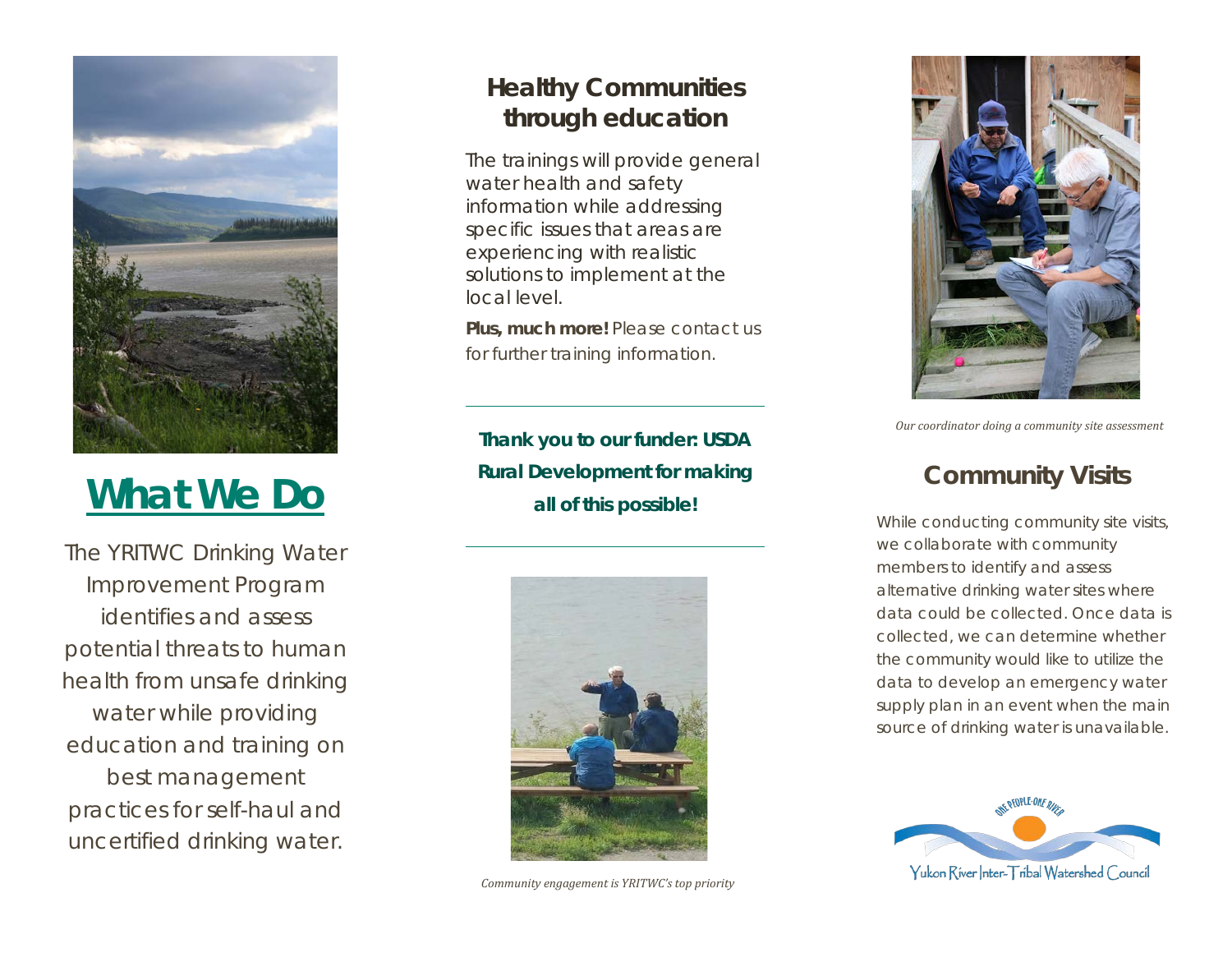## What We Do

The YRITWC Drinking Water Improvement Program identifies and assess potential threats to human health from unsafe drinking water while providing education and training on best management practices for self-haul and uncertified drinking water.

## Healthy Communities through education

The trainings will provide general water health and safety information while addressing specific issues that areas are experiencing with realistic solutions to implement at the local level.

**Plus, much more!** Please contact us for further training information.

---

**Thank you to our funder: USDA Rural Development for making all of this possible!**

---

*Community engagement is YRITWC's top priority*

*Our coordinator doing a community site assessment*

## Community Visits

While conducting community site visits, we collaborate with community members to identify and assess alternative drinking water sites where data could be collected. Once data is collected, we can determine whether the community would like to utilize the data to develop an emergency water supply plan in an event when the main source of drinking water is unavailable.

ONE PEOPLE-ONE RIVER

Yukon River Inter-Tribal Watershed Council